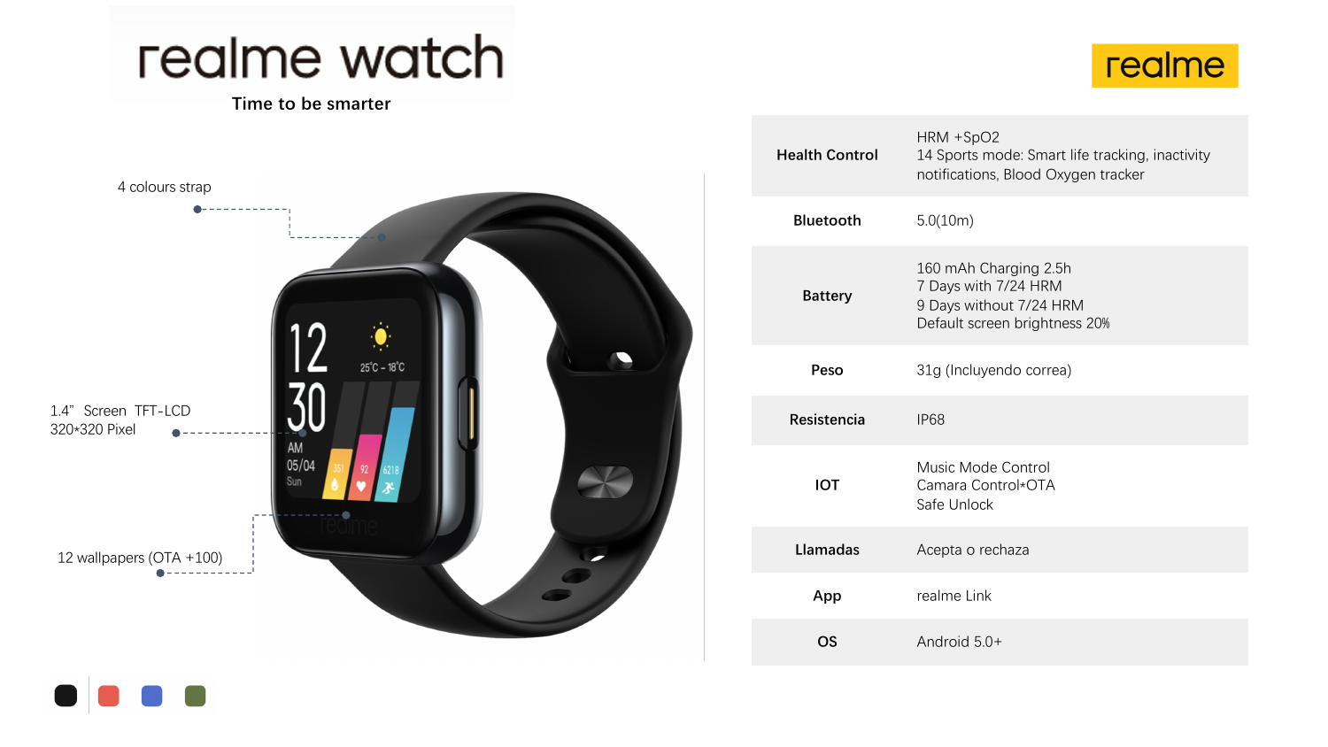# realme watch

Time to be smarter

realme

4 colours strap

1.4" Screen TFT-LCD
320*320 Pixel

12 wallpapers (OTA +100)

| | |
|---|---|
| **Health Control** | HRM +SpO2<br>14 Sports mode: Smart life tracking, inactivity notifications, Blood Oxygen tracker |
| **Bluetooth** | 5.0(10m) |
| **Battery** | 160 mAh Charging 2.5h<br>7 Days with 7/24 HRM<br>9 Days without 7/24 HRM<br>Default screen brightness 20% |
| **Peso** | 31g (Incluyendo correa) |
| **Resistencia** | IP68 |
| **IOT** | Music Mode Control<br>Camara Control*OTA<br>Safe Unlock |
| **Llamadas** | Acepta o rechaza |
| **App** | realme Link |
| **OS** | Android 5.0+ |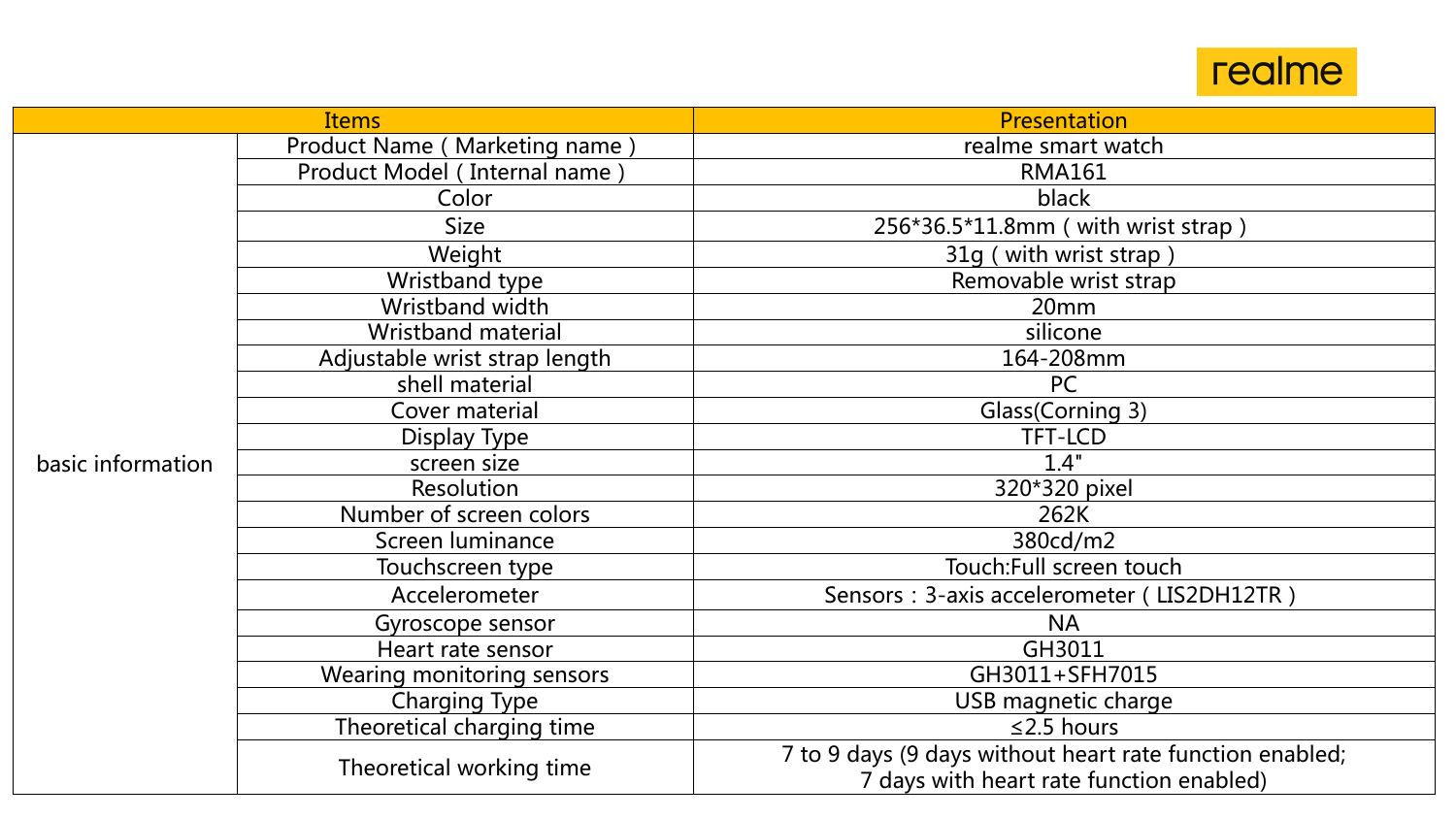realme

| Items | | Presentation |
|---|---|---|
| basic information | Product Name ( Marketing name ) | realme smart watch |
| | Product Model ( Internal name ) | RMA161 |
| | Color | black |
| | Size | 256*36.5*11.8mm ( with wrist strap ) |
| | Weight | 31g ( with wrist strap ) |
| | Wristband type | Removable wrist strap |
| | Wristband width | 20mm |
| | Wristband material | silicone |
| | Adjustable wrist strap length | 164-208mm |
| | shell material | PC |
| | Cover material | Glass(Corning 3) |
| | Display Type | TFT-LCD |
| | screen size | 1.4" |
| | Resolution | 320*320 pixel |
| | Number of screen colors | 262K |
| | Screen luminance | 380cd/m2 |
| | Touchscreen type | Touch:Full screen touch |
| | Accelerometer | Sensors：3-axis accelerometer ( LIS2DH12TR ) |
| | Gyroscope sensor | NA |
| | Heart rate sensor | GH3011 |
| | Wearing monitoring sensors | GH3011+SFH7015 |
| | Charging Type | USB magnetic charge |
| | Theoretical charging time | ≤2.5 hours |
| | Theoretical working time | 7 to 9 days (9 days without heart rate function enabled; 7 days with heart rate function enabled) |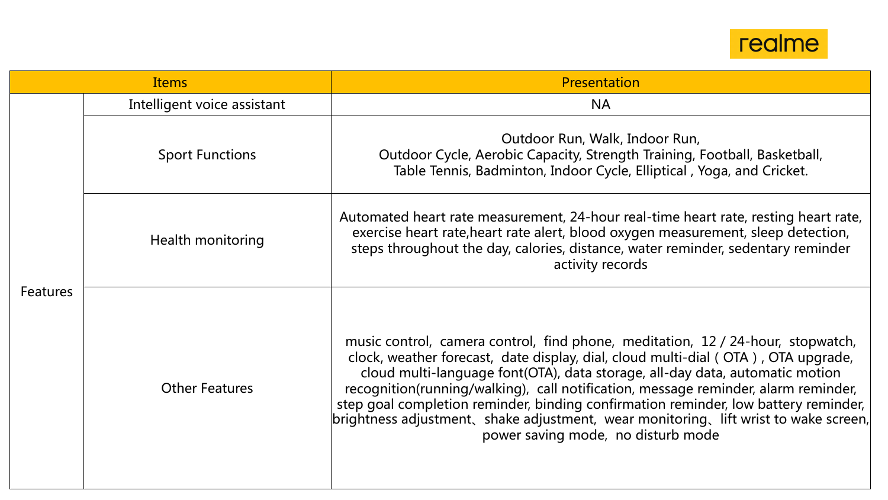| Items | | Presentation |
|---|---|---|
| Features | Intelligent voice assistant | NA |
| | Sport Functions | Outdoor Run, Walk, Indoor Run, Outdoor Cycle, Aerobic Capacity, Strength Training, Football, Basketball, Table Tennis, Badminton, Indoor Cycle, Elliptical , Yoga, and Cricket. |
| | Health monitoring | Automated heart rate measurement, 24-hour real-time heart rate, resting heart rate, exercise heart rate,heart rate alert, blood oxygen measurement, sleep detection, steps throughout the day, calories, distance, water reminder, sedentary reminder activity records |
| | Other Features | music control, camera control, find phone, meditation, 12 / 24-hour, stopwatch, clock, weather forecast, date display, dial, cloud multi-dial ( OTA ) , OTA upgrade, cloud multi-language font(OTA), data storage, all-day data, automatic motion recognition(running/walking), call notification, message reminder, alarm reminder, step goal completion reminder, binding confirmation reminder, low battery reminder, brightness adjustment、shake adjustment, wear monitoring、lift wrist to wake screen, power saving mode, no disturb mode |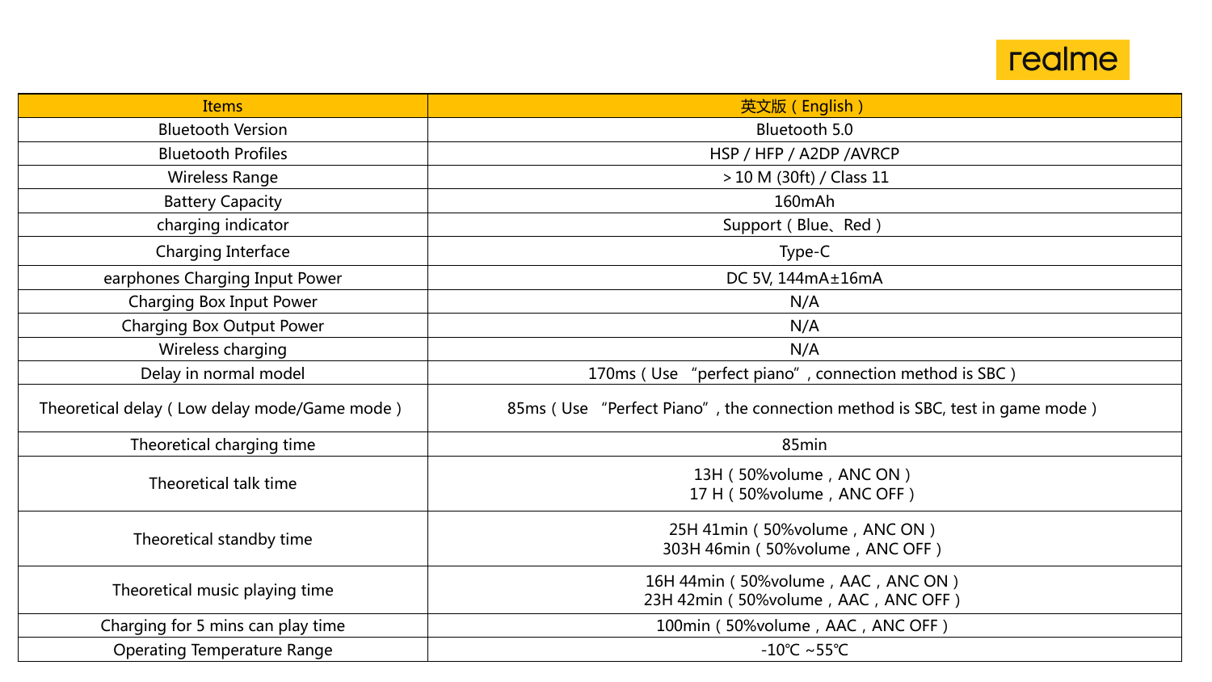realme

| Items | 英文版（English） |
| --- | --- |
| Bluetooth Version | Bluetooth 5.0 |
| Bluetooth Profiles | HSP / HFP / A2DP /AVRCP |
| Wireless Range | > 10 M (30ft) / Class 11 |
| Battery Capacity | 160mAh |
| charging indicator | Support（Blue、Red） |
| Charging Interface | Type-C |
| earphones Charging Input Power | DC 5V, 144mA±16mA |
| Charging Box Input Power | N/A |
| Charging Box Output Power | N/A |
| Wireless charging | N/A |
| Delay in normal model | 170ms（Use “perfect piano”，connection method is SBC） |
| Theoretical delay（Low delay mode/Game mode） | 85ms（Use “Perfect Piano”，the connection method is SBC, test in game mode） |
| Theoretical charging time | 85min |
| Theoretical talk time | 13H（50%volume，ANC ON）<br>17 H（50%volume，ANC OFF） |
| Theoretical standby time | 25H 41min（50%volume，ANC ON）<br>303H 46min（50%volume，ANC OFF） |
| Theoretical music playing time | 16H 44min（50%volume，AAC，ANC ON）<br>23H 42min（50%volume，AAC，ANC OFF） |
| Charging for 5 mins can play time | 100min（50%volume，AAC，ANC OFF） |
| Operating Temperature Range | -10℃ ~55℃ |